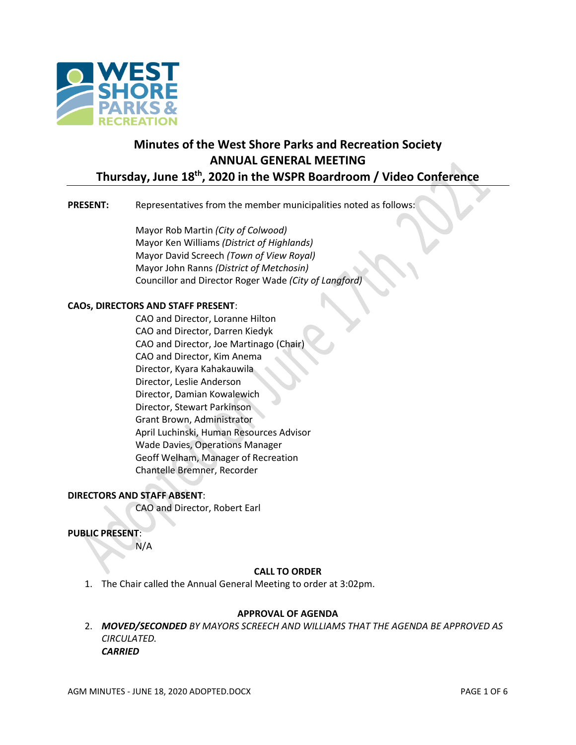# Minutes of the West Shore Parks and Recreation Society
# ANNUAL GENERAL MEETING
## Thursday, June 18th, 2020 in the WSPR Boardroom / Video Conference

**PRESENT:** Representatives from the member municipalities noted as follows:

Mayor Rob Martin *(City of Colwood)*
Mayor Ken Williams *(District of Highlands)*
Mayor David Screech *(Town of View Royal)*
Mayor John Ranns *(District of Metchosin)*
Councillor and Director Roger Wade *(City of Langford)*

**CAOs, DIRECTORS AND STAFF PRESENT**:

CAO and Director, Loranne Hilton
CAO and Director, Darren Kiedyk
CAO and Director, Joe Martinago (Chair)
CAO and Director, Kim Anema
Director, Kyara Kahakauwila
Director, Leslie Anderson
Director, Damian Kowalewich
Director, Stewart Parkinson
Grant Brown, Administrator
April Luchinski, Human Resources Advisor
Wade Davies, Operations Manager
Geoff Welham, Manager of Recreation
Chantelle Bremner, Recorder

**DIRECTORS AND STAFF ABSENT**:

CAO and Director, Robert Earl

**PUBLIC PRESENT**:

N/A

**CALL TO ORDER**

1. The Chair called the Annual General Meeting to order at 3:02pm.

**APPROVAL OF AGENDA**

2. ***MOVED/SECONDED** BY MAYORS SCREECH AND WILLIAMS THAT THE AGENDA BE APPROVED AS CIRCULATED.*
   ***CARRIED***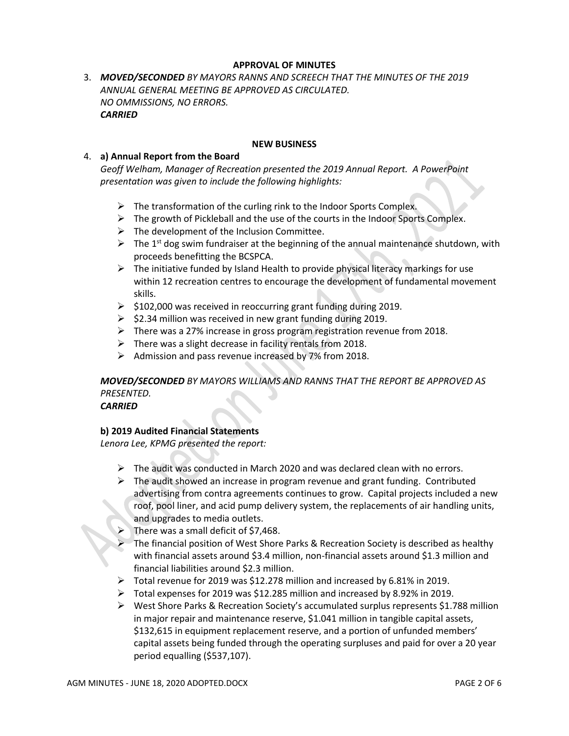**APPROVAL OF MINUTES**

3. ***MOVED/SECONDED*** *BY MAYORS RANNS AND SCREECH THAT THE MINUTES OF THE 2019 ANNUAL GENERAL MEETING BE APPROVED AS CIRCULATED.*
   *NO OMMISSIONS, NO ERRORS.*
   ***CARRIED***

**NEW BUSINESS**

4. **a) Annual Report from the Board**
   *Geoff Welham, Manager of Recreation presented the 2019 Annual Report. A PowerPoint presentation was given to include the following highlights:*

   - The transformation of the curling rink to the Indoor Sports Complex.
   - The growth of Pickleball and the use of the courts in the Indoor Sports Complex.
   - The development of the Inclusion Committee.
   - The 1st dog swim fundraiser at the beginning of the annual maintenance shutdown, with proceeds benefitting the BCSPCA.
   - The initiative funded by Island Health to provide physical literacy markings for use within 12 recreation centres to encourage the development of fundamental movement skills.
   - $102,000 was received in reoccurring grant funding during 2019.
   - $2.34 million was received in new grant funding during 2019.
   - There was a 27% increase in gross program registration revenue from 2018.
   - There was a slight decrease in facility rentals from 2018.
   - Admission and pass revenue increased by 7% from 2018.

   ***MOVED/SECONDED*** *BY MAYORS WILLIAMS AND RANNS THAT THE REPORT BE APPROVED AS PRESENTED.*
   ***CARRIED***

   **b) 2019 Audited Financial Statements**
   *Lenora Lee, KPMG presented the report:*

   - The audit was conducted in March 2020 and was declared clean with no errors.
   - The audit showed an increase in program revenue and grant funding. Contributed advertising from contra agreements continues to grow. Capital projects included a new roof, pool liner, and acid pump delivery system, the replacements of air handling units, and upgrades to media outlets.
   - There was a small deficit of $7,468.
   - The financial position of West Shore Parks & Recreation Society is described as healthy with financial assets around $3.4 million, non-financial assets around $1.3 million and financial liabilities around $2.3 million.
   - Total revenue for 2019 was $12.278 million and increased by 6.81% in 2019.
   - Total expenses for 2019 was $12.285 million and increased by 8.92% in 2019.
   - West Shore Parks & Recreation Society's accumulated surplus represents $1.788 million in major repair and maintenance reserve, $1.041 million in tangible capital assets, $132,615 in equipment replacement reserve, and a portion of unfunded members' capital assets being funded through the operating surpluses and paid for over a 20 year period equalling ($537,107).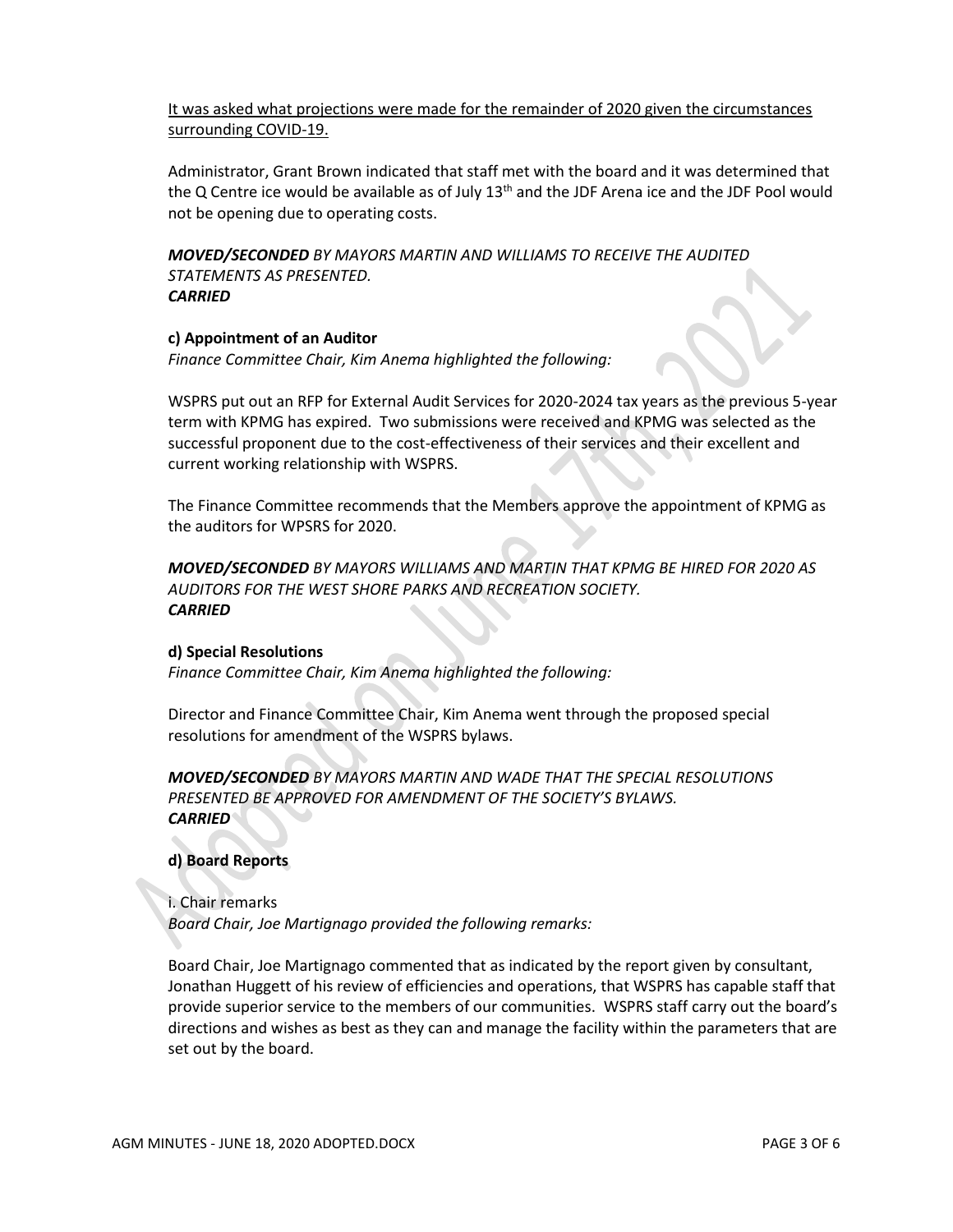It was asked what projections were made for the remainder of 2020 given the circumstances surrounding COVID-19.

Administrator, Grant Brown indicated that staff met with the board and it was determined that the Q Centre ice would be available as of July 13th and the JDF Arena ice and the JDF Pool would not be opening due to operating costs.

***MOVED/SECONDED*** *BY MAYORS MARTIN AND WILLIAMS TO RECEIVE THE AUDITED STATEMENTS AS PRESENTED.*
***CARRIED***

**c) Appointment of an Auditor**

*Finance Committee Chair, Kim Anema highlighted the following:*

WSPRS put out an RFP for External Audit Services for 2020-2024 tax years as the previous 5-year term with KPMG has expired. Two submissions were received and KPMG was selected as the successful proponent due to the cost-effectiveness of their services and their excellent and current working relationship with WSPRS.

The Finance Committee recommends that the Members approve the appointment of KPMG as the auditors for WPSRS for 2020.

***MOVED/SECONDED*** *BY MAYORS WILLIAMS AND MARTIN THAT KPMG BE HIRED FOR 2020 AS AUDITORS FOR THE WEST SHORE PARKS AND RECREATION SOCIETY.*
***CARRIED***

**d) Special Resolutions**

*Finance Committee Chair, Kim Anema highlighted the following:*

Director and Finance Committee Chair, Kim Anema went through the proposed special resolutions for amendment of the WSPRS bylaws.

***MOVED/SECONDED*** *BY MAYORS MARTIN AND WADE THAT THE SPECIAL RESOLUTIONS PRESENTED BE APPROVED FOR AMENDMENT OF THE SOCIETY'S BYLAWS.*
***CARRIED***

**d) Board Reports**

i. Chair remarks

*Board Chair, Joe Martignago provided the following remarks:*

Board Chair, Joe Martignago commented that as indicated by the report given by consultant, Jonathan Huggett of his review of efficiencies and operations, that WSPRS has capable staff that provide superior service to the members of our communities. WSPRS staff carry out the board's directions and wishes as best as they can and manage the facility within the parameters that are set out by the board.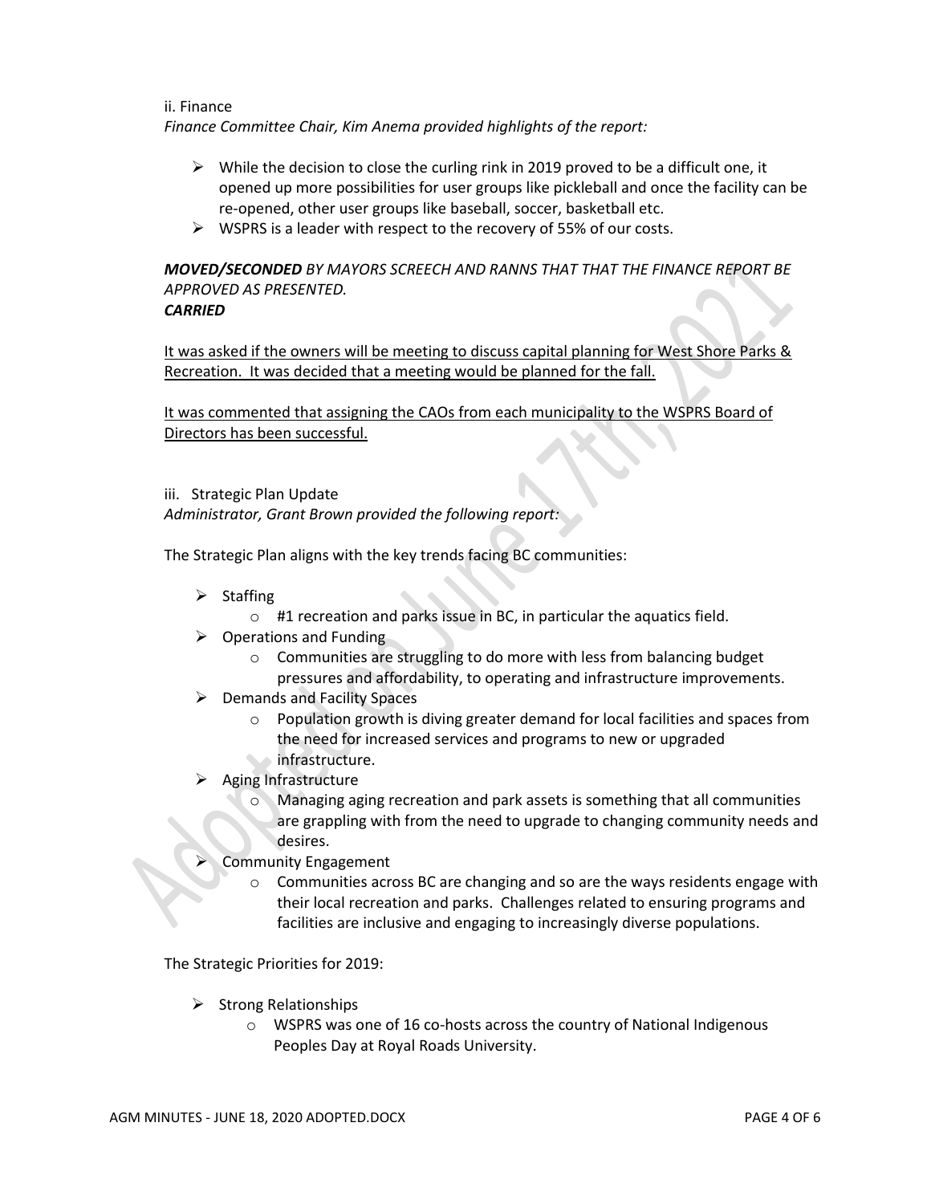ii. Finance

*Finance Committee Chair, Kim Anema provided highlights of the report:*

- While the decision to close the curling rink in 2019 proved to be a difficult one, it opened up more possibilities for user groups like pickleball and once the facility can be re-opened, other user groups like baseball, soccer, basketball etc.
- WSPRS is a leader with respect to the recovery of 55% of our costs.

***MOVED/SECONDED*** *BY MAYORS SCREECH AND RANNS THAT THAT THE FINANCE REPORT BE APPROVED AS PRESENTED.*
***CARRIED***

<u>It was asked if the owners will be meeting to discuss capital planning for West Shore Parks & Recreation. It was decided that a meeting would be planned for the fall.</u>

<u>It was commented that assigning the CAOs from each municipality to the WSPRS Board of Directors has been successful.</u>

iii. Strategic Plan Update

*Administrator, Grant Brown provided the following report:*

The Strategic Plan aligns with the key trends facing BC communities:

- Staffing
  - #1 recreation and parks issue in BC, in particular the aquatics field.
- Operations and Funding
  - Communities are struggling to do more with less from balancing budget pressures and affordability, to operating and infrastructure improvements.
- Demands and Facility Spaces
  - Population growth is diving greater demand for local facilities and spaces from the need for increased services and programs to new or upgraded infrastructure.
- Aging Infrastructure
  - Managing aging recreation and park assets is something that all communities are grappling with from the need to upgrade to changing community needs and desires.
- Community Engagement
  - Communities across BC are changing and so are the ways residents engage with their local recreation and parks. Challenges related to ensuring programs and facilities are inclusive and engaging to increasingly diverse populations.

The Strategic Priorities for 2019:

- Strong Relationships
  - WSPRS was one of 16 co-hosts across the country of National Indigenous Peoples Day at Royal Roads University.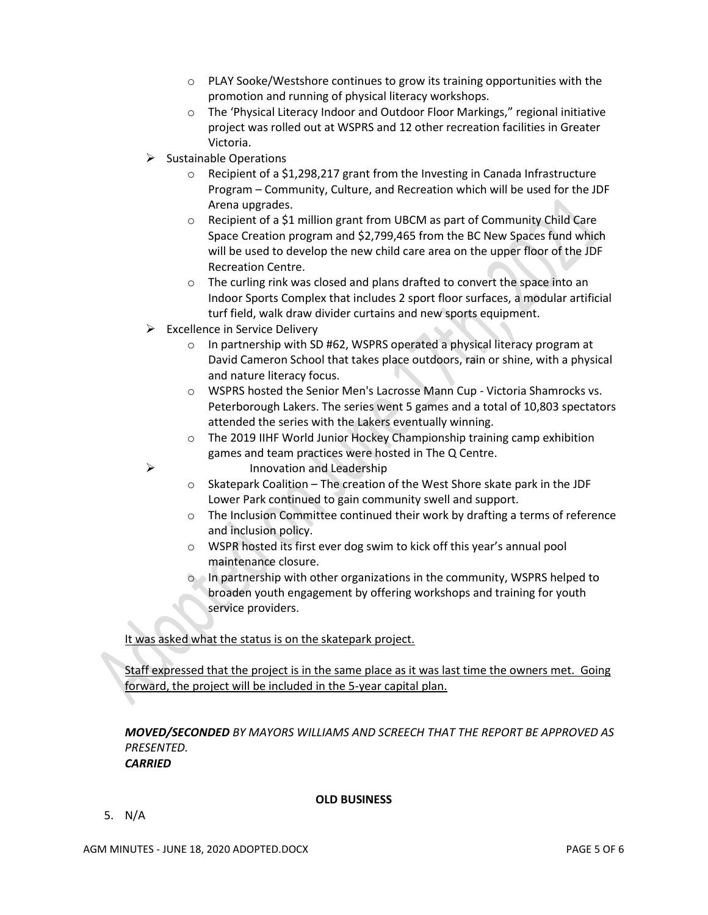- PLAY Sooke/Westshore continues to grow its training opportunities with the promotion and running of physical literacy workshops.
  - The 'Physical Literacy Indoor and Outdoor Floor Markings," regional initiative project was rolled out at WSPRS and 12 other recreation facilities in Greater Victoria.
- Sustainable Operations
  - Recipient of a $1,298,217 grant from the Investing in Canada Infrastructure Program – Community, Culture, and Recreation which will be used for the JDF Arena upgrades.
  - Recipient of a $1 million grant from UBCM as part of Community Child Care Space Creation program and $2,799,465 from the BC New Spaces fund which will be used to develop the new child care area on the upper floor of the JDF Recreation Centre.
  - The curling rink was closed and plans drafted to convert the space into an Indoor Sports Complex that includes 2 sport floor surfaces, a modular artificial turf field, walk draw divider curtains and new sports equipment.
- Excellence in Service Delivery
  - In partnership with SD #62, WSPRS operated a physical literacy program at David Cameron School that takes place outdoors, rain or shine, with a physical and nature literacy focus.
  - WSPRS hosted the Senior Men's Lacrosse Mann Cup - Victoria Shamrocks vs. Peterborough Lakers. The series went 5 games and a total of 10,803 spectators attended the series with the Lakers eventually winning.
  - The 2019 IIHF World Junior Hockey Championship training camp exhibition games and team practices were hosted in The Q Centre.
- Innovation and Leadership
  - Skatepark Coalition – The creation of the West Shore skate park in the JDF Lower Park continued to gain community swell and support.
  - The Inclusion Committee continued their work by drafting a terms of reference and inclusion policy.
  - WSPR hosted its first ever dog swim to kick off this year's annual pool maintenance closure.
  - In partnership with other organizations in the community, WSPRS helped to broaden youth engagement by offering workshops and training for youth service providers.

<u>It was asked what the status is on the skatepark project.</u>

<u>Staff expressed that the project is in the same place as it was last time the owners met. Going forward, the project will be included in the 5-year capital plan.</u>

***MOVED/SECONDED*** *BY MAYORS WILLIAMS AND SCREECH THAT THE REPORT BE APPROVED AS PRESENTED.*
***CARRIED***

**OLD BUSINESS**

5. N/A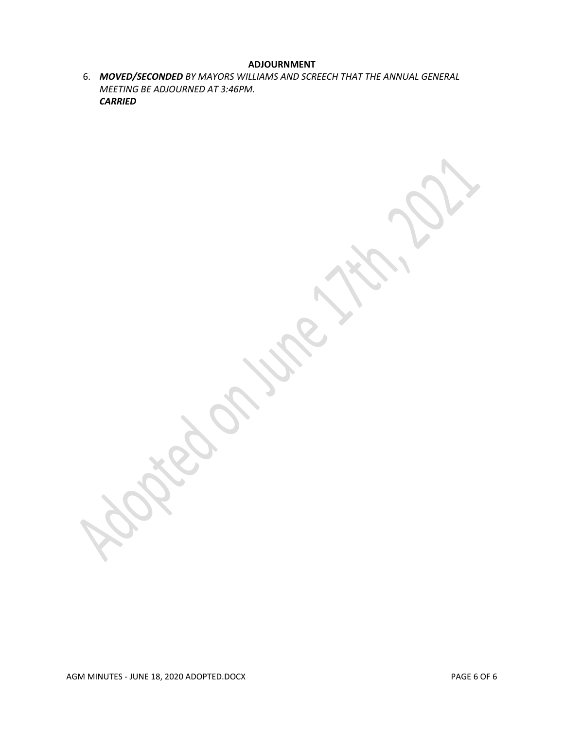## ADJOURNMENT

6. ***MOVED/SECONDED*** *BY MAYORS WILLIAMS AND SCREECH THAT THE ANNUAL GENERAL MEETING BE ADJOURNED AT 3:46PM.*
***CARRIED***

Adopted on June 17th, 2021